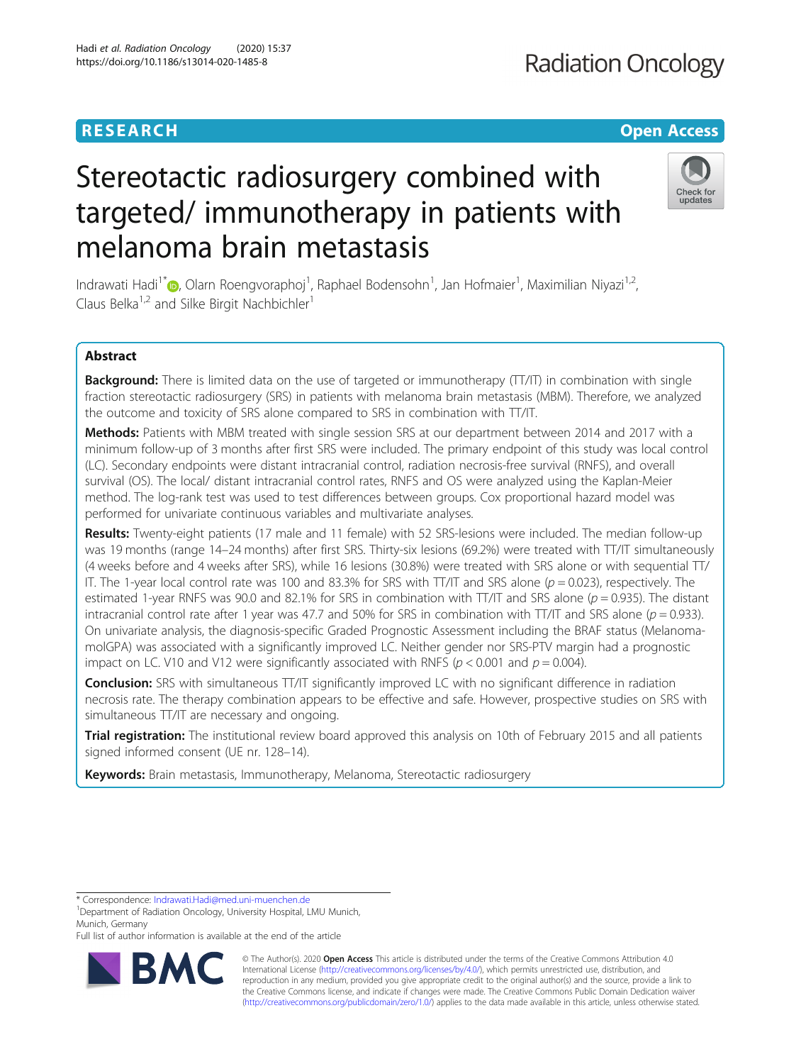# Stereotactic radiosurgery combined with targeted/ immunotherapy in patients with melanoma brain metastasis

Indrawati Hadi[1*], Olarn Roengvoraphoj[1], Raphael Bodensohn[1], Jan Hofmaier[1], Maximilian Niyazi[1,2], Claus Belka[1,2] and Silke Birgit Nachbichler[1]

## Abstract

**Background:** There is limited data on the use of targeted or immunotherapy (TT/IT) in combination with single fraction stereotactic radiosurgery (SRS) in patients with melanoma brain metastasis (MBM). Therefore, we analyzed the outcome and toxicity of SRS alone compared to SRS in combination with TT/IT.

**Methods:** Patients with MBM treated with single session SRS at our department between 2014 and 2017 with a minimum follow-up of 3 months after first SRS were included. The primary endpoint of this study was local control (LC). Secondary endpoints were distant intracranial control, radiation necrosis-free survival (RNFS), and overall survival (OS). The local/ distant intracranial control rates, RNFS and OS were analyzed using the Kaplan-Meier method. The log-rank test was used to test differences between groups. Cox proportional hazard model was performed for univariate continuous variables and multivariate analyses.

**Results:** Twenty-eight patients (17 male and 11 female) with 52 SRS-lesions were included. The median follow-up was 19 months (range 14–24 months) after first SRS. Thirty-six lesions (69.2%) were treated with TT/IT simultaneously (4 weeks before and 4 weeks after SRS), while 16 lesions (30.8%) were treated with SRS alone or with sequential TT/IT. The 1-year local control rate was 100 and 83.3% for SRS with TT/IT and SRS alone ($p = 0.023$), respectively. The estimated 1-year RNFS was 90.0 and 82.1% for SRS in combination with TT/IT and SRS alone ($p = 0.935$). The distant intracranial control rate after 1 year was 47.7 and 50% for SRS in combination with TT/IT and SRS alone ($p = 0.933$). On univariate analysis, the diagnosis-specific Graded Prognostic Assessment including the BRAF status (Melanoma-molGPA) was associated with a significantly improved LC. Neither gender nor SRS-PTV margin had a prognostic impact on LC. V10 and V12 were significantly associated with RNFS ($p < 0.001$ and $p = 0.004$).

**Conclusion:** SRS with simultaneous TT/IT significantly improved LC with no significant difference in radiation necrosis rate. The therapy combination appears to be effective and safe. However, prospective studies on SRS with simultaneous TT/IT are necessary and ongoing.

**Trial registration:** The institutional review board approved this analysis on 10th of February 2015 and all patients signed informed consent (UE nr. 128–14).

**Keywords:** Brain metastasis, Immunotherapy, Melanoma, Stereotactic radiosurgery

---

* Correspondence: Indrawati.Hadi@med.uni-muenchen.de
[1]Department of Radiation Oncology, University Hospital, LMU Munich, Munich, Germany
Full list of author information is available at the end of the article

© The Author(s). 2020 **Open Access** This article is distributed under the terms of the Creative Commons Attribution 4.0 International License (http://creativecommons.org/licenses/by/4.0/), which permits unrestricted use, distribution, and reproduction in any medium, provided you give appropriate credit to the original author(s) and the source, provide a link to the Creative Commons license, and indicate if changes were made. The Creative Commons Public Domain Dedication waiver (http://creativecommons.org/publicdomain/zero/1.0/) applies to the data made available in this article, unless otherwise stated.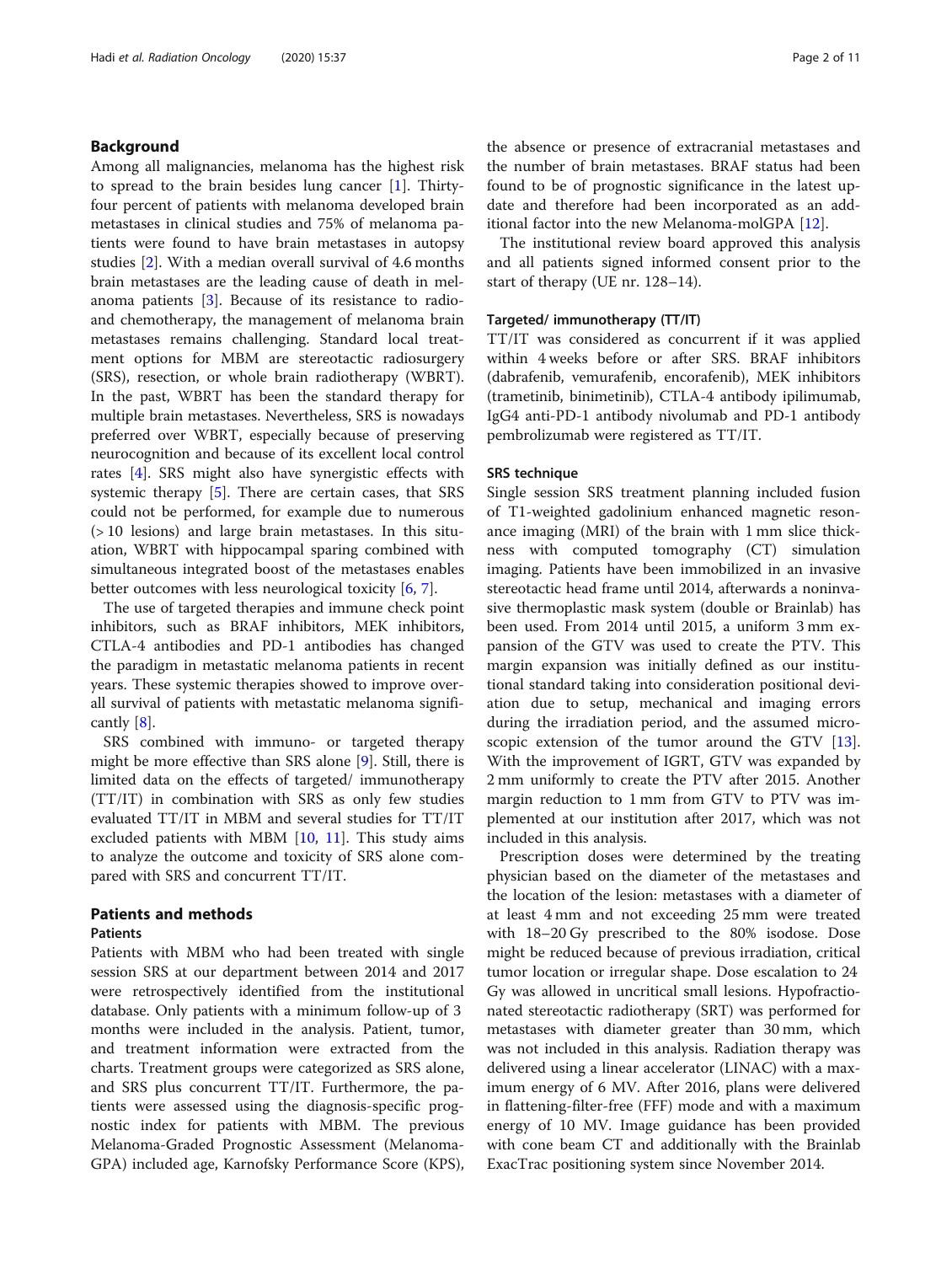## Background

Among all malignancies, melanoma has the highest risk to spread to the brain besides lung cancer [1]. Thirty-four percent of patients with melanoma developed brain metastases in clinical studies and 75% of melanoma patients were found to have brain metastases in autopsy studies [2]. With a median overall survival of 4.6 months brain metastases are the leading cause of death in melanoma patients [3]. Because of its resistance to radio- and chemotherapy, the management of melanoma brain metastases remains challenging. Standard local treatment options for MBM are stereotactic radiosurgery (SRS), resection, or whole brain radiotherapy (WBRT). In the past, WBRT has been the standard therapy for multiple brain metastases. Nevertheless, SRS is nowadays preferred over WBRT, especially because of preserving neurocognition and because of its excellent local control rates [4]. SRS might also have synergistic effects with systemic therapy [5]. There are certain cases, that SRS could not be performed, for example due to numerous (> 10 lesions) and large brain metastases. In this situation, WBRT with hippocampal sparing combined with simultaneous integrated boost of the metastases enables better outcomes with less neurological toxicity [6, 7].

The use of targeted therapies and immune check point inhibitors, such as BRAF inhibitors, MEK inhibitors, CTLA-4 antibodies and PD-1 antibodies has changed the paradigm in metastatic melanoma patients in recent years. These systemic therapies showed to improve overall survival of patients with metastatic melanoma significantly [8].

SRS combined with immuno- or targeted therapy might be more effective than SRS alone [9]. Still, there is limited data on the effects of targeted/ immunotherapy (TT/IT) in combination with SRS as only few studies evaluated TT/IT in MBM and several studies for TT/IT excluded patients with MBM [10, 11]. This study aims to analyze the outcome and toxicity of SRS alone compared with SRS and concurrent TT/IT.

## Patients and methods

### Patients

Patients with MBM who had been treated with single session SRS at our department between 2014 and 2017 were retrospectively identified from the institutional database. Only patients with a minimum follow-up of 3 months were included in the analysis. Patient, tumor, and treatment information were extracted from the charts. Treatment groups were categorized as SRS alone, and SRS plus concurrent TT/IT. Furthermore, the patients were assessed using the diagnosis-specific prognostic index for patients with MBM. The previous Melanoma-Graded Prognostic Assessment (Melanoma-GPA) included age, Karnofsky Performance Score (KPS), the absence or presence of extracranial metastases and the number of brain metastases. BRAF status had been found to be of prognostic significance in the latest update and therefore had been incorporated as an additional factor into the new Melanoma-molGPA [12].

The institutional review board approved this analysis and all patients signed informed consent prior to the start of therapy (UE nr. 128–14).

### Targeted/ immunotherapy (TT/IT)

TT/IT was considered as concurrent if it was applied within 4 weeks before or after SRS. BRAF inhibitors (dabrafenib, vemurafenib, encorafenib), MEK inhibitors (trametinib, binimetinib), CTLA-4 antibody ipilimumab, IgG4 anti-PD-1 antibody nivolumab and PD-1 antibody pembrolizumab were registered as TT/IT.

### SRS technique

Single session SRS treatment planning included fusion of T1-weighted gadolinium enhanced magnetic resonance imaging (MRI) of the brain with 1 mm slice thickness with computed tomography (CT) simulation imaging. Patients have been immobilized in an invasive stereotactic head frame until 2014, afterwards a noninvasive thermoplastic mask system (double or Brainlab) has been used. From 2014 until 2015, a uniform 3 mm expansion of the GTV was used to create the PTV. This margin expansion was initially defined as our institutional standard taking into consideration positional deviation due to setup, mechanical and imaging errors during the irradiation period, and the assumed microscopic extension of the tumor around the GTV [13]. With the improvement of IGRT, GTV was expanded by 2 mm uniformly to create the PTV after 2015. Another margin reduction to 1 mm from GTV to PTV was implemented at our institution after 2017, which was not included in this analysis.

Prescription doses were determined by the treating physician based on the diameter of the metastases and the location of the lesion: metastases with a diameter of at least 4 mm and not exceeding 25 mm were treated with 18–20 Gy prescribed to the 80% isodose. Dose might be reduced because of previous irradiation, critical tumor location or irregular shape. Dose escalation to 24 Gy was allowed in uncritical small lesions. Hypofractionated stereotactic radiotherapy (SRT) was performed for metastases with diameter greater than 30 mm, which was not included in this analysis. Radiation therapy was delivered using a linear accelerator (LINAC) with a maximum energy of 6 MV. After 2016, plans were delivered in flattening-filter-free (FFF) mode and with a maximum energy of 10 MV. Image guidance has been provided with cone beam CT and additionally with the Brainlab ExacTrac positioning system since November 2014.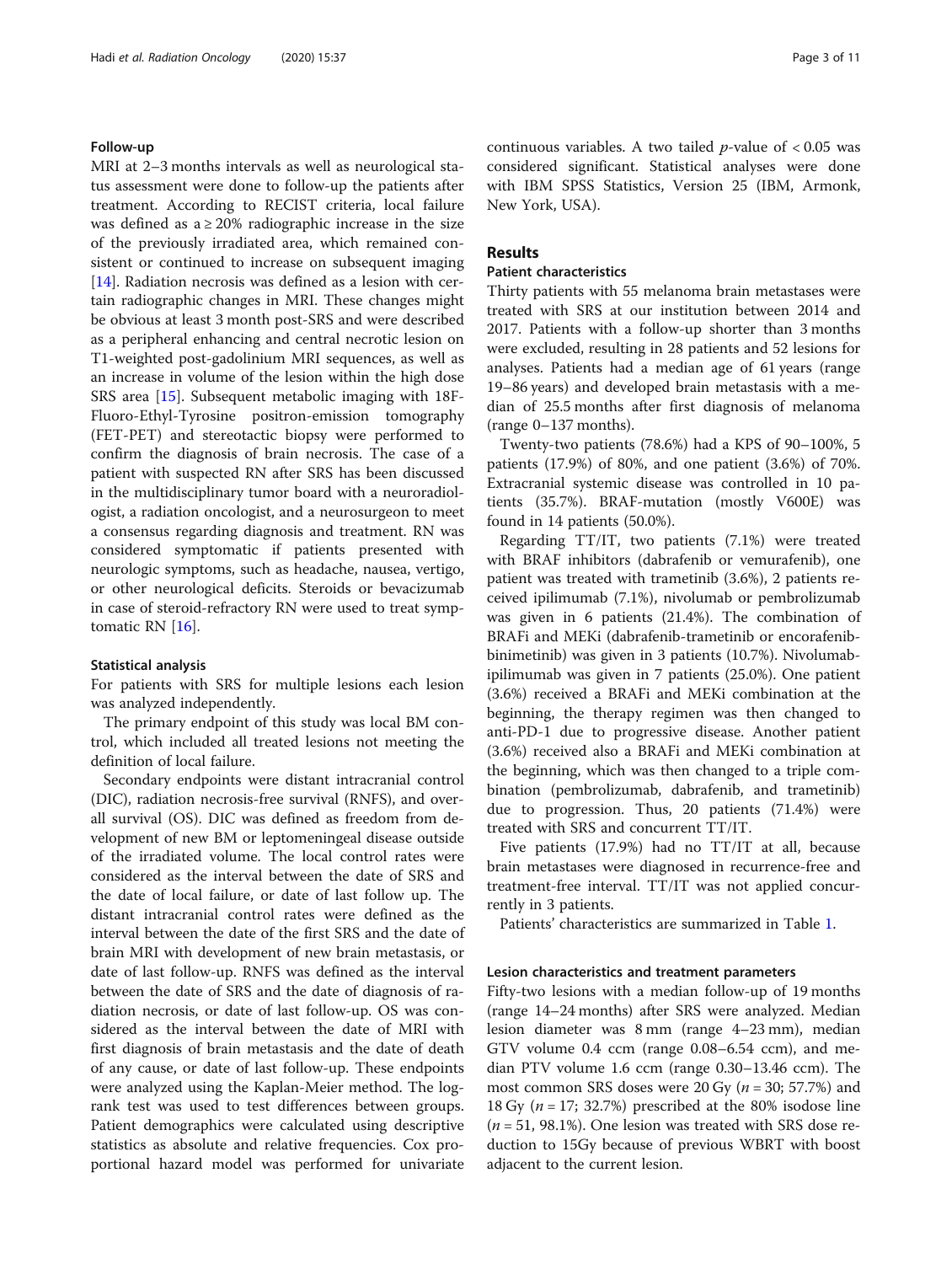### Follow-up

MRI at 2–3 months intervals as well as neurological status assessment were done to follow-up the patients after treatment. According to RECIST criteria, local failure was defined as a ≥ 20% radiographic increase in the size of the previously irradiated area, which remained consistent or continued to increase on subsequent imaging [14]. Radiation necrosis was defined as a lesion with certain radiographic changes in MRI. These changes might be obvious at least 3 month post-SRS and were described as a peripheral enhancing and central necrotic lesion on T1-weighted post-gadolinium MRI sequences, as well as an increase in volume of the lesion within the high dose SRS area [15]. Subsequent metabolic imaging with 18F-Fluoro-Ethyl-Tyrosine positron-emission tomography (FET-PET) and stereotactic biopsy were performed to confirm the diagnosis of brain necrosis. The case of a patient with suspected RN after SRS has been discussed in the multidisciplinary tumor board with a neuroradiologist, a radiation oncologist, and a neurosurgeon to meet a consensus regarding diagnosis and treatment. RN was considered symptomatic if patients presented with neurologic symptoms, such as headache, nausea, vertigo, or other neurological deficits. Steroids or bevacizumab in case of steroid-refractory RN were used to treat symptomatic RN [16].

### Statistical analysis

For patients with SRS for multiple lesions each lesion was analyzed independently.

The primary endpoint of this study was local BM control, which included all treated lesions not meeting the definition of local failure.

Secondary endpoints were distant intracranial control (DIC), radiation necrosis-free survival (RNFS), and overall survival (OS). DIC was defined as freedom from development of new BM or leptomeningeal disease outside of the irradiated volume. The local control rates were considered as the interval between the date of SRS and the date of local failure, or date of last follow up. The distant intracranial control rates were defined as the interval between the date of the first SRS and the date of brain MRI with development of new brain metastasis, or date of last follow-up. RNFS was defined as the interval between the date of SRS and the date of diagnosis of radiation necrosis, or date of last follow-up. OS was considered as the interval between the date of MRI with first diagnosis of brain metastasis and the date of death of any cause, or date of last follow-up. These endpoints were analyzed using the Kaplan-Meier method. The log-rank test was used to test differences between groups. Patient demographics were calculated using descriptive statistics as absolute and relative frequencies. Cox proportional hazard model was performed for univariate continuous variables. A two tailed $p$-value of $< 0.05$ was considered significant. Statistical analyses were done with IBM SPSS Statistics, Version 25 (IBM, Armonk, New York, USA).

## Results

### Patient characteristics

Thirty patients with 55 melanoma brain metastases were treated with SRS at our institution between 2014 and 2017. Patients with a follow-up shorter than 3 months were excluded, resulting in 28 patients and 52 lesions for analyses. Patients had a median age of 61 years (range 19–86 years) and developed brain metastasis with a median of 25.5 months after first diagnosis of melanoma (range 0–137 months).

Twenty-two patients (78.6%) had a KPS of 90–100%, 5 patients (17.9%) of 80%, and one patient (3.6%) of 70%. Extracranial systemic disease was controlled in 10 patients (35.7%). BRAF-mutation (mostly V600E) was found in 14 patients (50.0%).

Regarding TT/IT, two patients (7.1%) were treated with BRAF inhibitors (dabrafenib or vemurafenib), one patient was treated with trametinib (3.6%), 2 patients received ipilimumab (7.1%), nivolumab or pembrolizumab was given in 6 patients (21.4%). The combination of BRAFi and MEKi (dabrafenib-trametinib or encorafenib-binimetinib) was given in 3 patients (10.7%). Nivolumab-ipilimumab was given in 7 patients (25.0%). One patient (3.6%) received a BRAFi and MEKi combination at the beginning, the therapy regimen was then changed to anti-PD-1 due to progressive disease. Another patient (3.6%) received also a BRAFi and MEKi combination at the beginning, which was then changed to a triple combination (pembrolizumab, dabrafenib, and trametinib) due to progression. Thus, 20 patients (71.4%) were treated with SRS and concurrent TT/IT.

Five patients (17.9%) had no TT/IT at all, because brain metastases were diagnosed in recurrence-free and treatment-free interval. TT/IT was not applied concurrently in 3 patients.

Patients' characteristics are summarized in Table 1.

### Lesion characteristics and treatment parameters

Fifty-two lesions with a median follow-up of 19 months (range 14–24 months) after SRS were analyzed. Median lesion diameter was 8 mm (range 4–23 mm), median GTV volume 0.4 ccm (range 0.08–6.54 ccm), and median PTV volume 1.6 ccm (range 0.30–13.46 ccm). The most common SRS doses were 20 Gy ($n = 30$; 57.7%) and 18 Gy ($n = 17$; 32.7%) prescribed at the 80% isodose line ($n = 51$, 98.1%). One lesion was treated with SRS dose reduction to 15Gy because of previous WBRT with boost adjacent to the current lesion.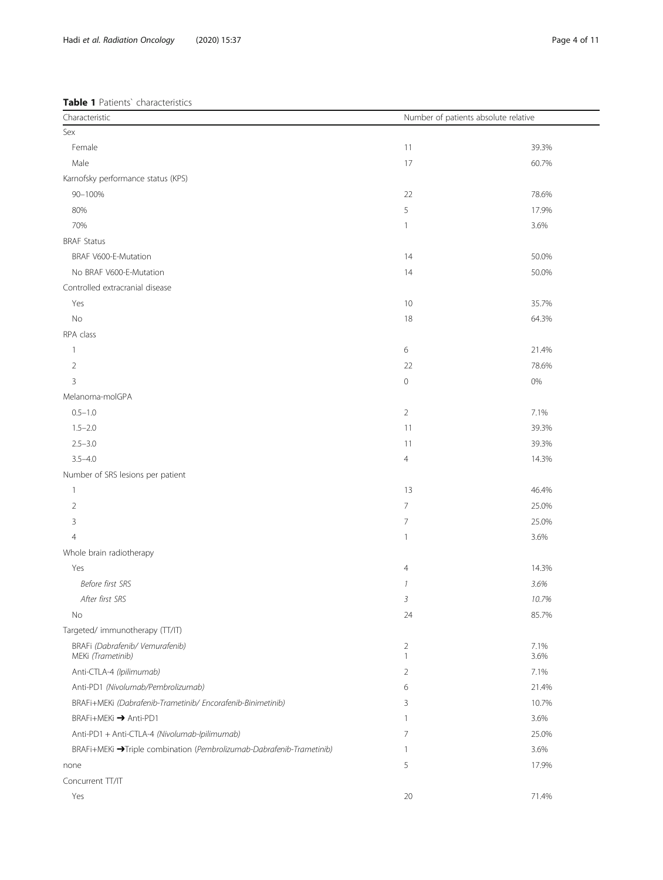**Table 1** Patients` characteristics

| Characteristic | Number of patients absolute | relative |
|---|---|---|
| Sex | | |
| Female | 11 | 39.3% |
| Male | 17 | 60.7% |
| Karnofsky performance status (KPS) | | |
| 90–100% | 22 | 78.6% |
| 80% | 5 | 17.9% |
| 70% | 1 | 3.6% |
| BRAF Status | | |
| BRAF V600-E-Mutation | 14 | 50.0% |
| No BRAF V600-E-Mutation | 14 | 50.0% |
| Controlled extracranial disease | | |
| Yes | 10 | 35.7% |
| No | 18 | 64.3% |
| RPA class | | |
| 1 | 6 | 21.4% |
| 2 | 22 | 78.6% |
| 3 | 0 | 0% |
| Melanoma-molGPA | | |
| 0.5–1.0 | 2 | 7.1% |
| 1.5–2.0 | 11 | 39.3% |
| 2.5–3.0 | 11 | 39.3% |
| 3.5–4.0 | 4 | 14.3% |
| Number of SRS lesions per patient | | |
| 1 | 13 | 46.4% |
| 2 | 7 | 25.0% |
| 3 | 7 | 25.0% |
| 4 | 1 | 3.6% |
| Whole brain radiotherapy | | |
| Yes | 4 | 14.3% |
| *Before first SRS* | *1* | *3.6%* |
| *After first SRS* | *3* | *10.7%* |
| No | 24 | 85.7% |
| Targeted/ immunotherapy (TT/IT) | | |
| BRAFi *(Dabrafenib/ Vemurafenib)* | 2 | 7.1% |
| MEKi *(Trametinib)* | 1 | 3.6% |
| Anti-CTLA-4 *(Ipilimumab)* | 2 | 7.1% |
| Anti-PD1 *(Nivolumab/Pembrolizumab)* | 6 | 21.4% |
| BRAFi+MEKi *(Dabrafenib-Trametinib/ Encorafenib-Binimetinib)* | 3 | 10.7% |
| BRAFi+MEKi ➔ Anti-PD1 | 1 | 3.6% |
| Anti-PD1 + Anti-CTLA-4 *(Nivolumab-Ipilimumab)* | 7 | 25.0% |
| BRAFi+MEKi ➔Triple combination *(Pembrolizumab-Dabrafenib-Trametinib)* | 1 | 3.6% |
| none | 5 | 17.9% |
| Concurrent TT/IT | | |
| Yes | 20 | 71.4% |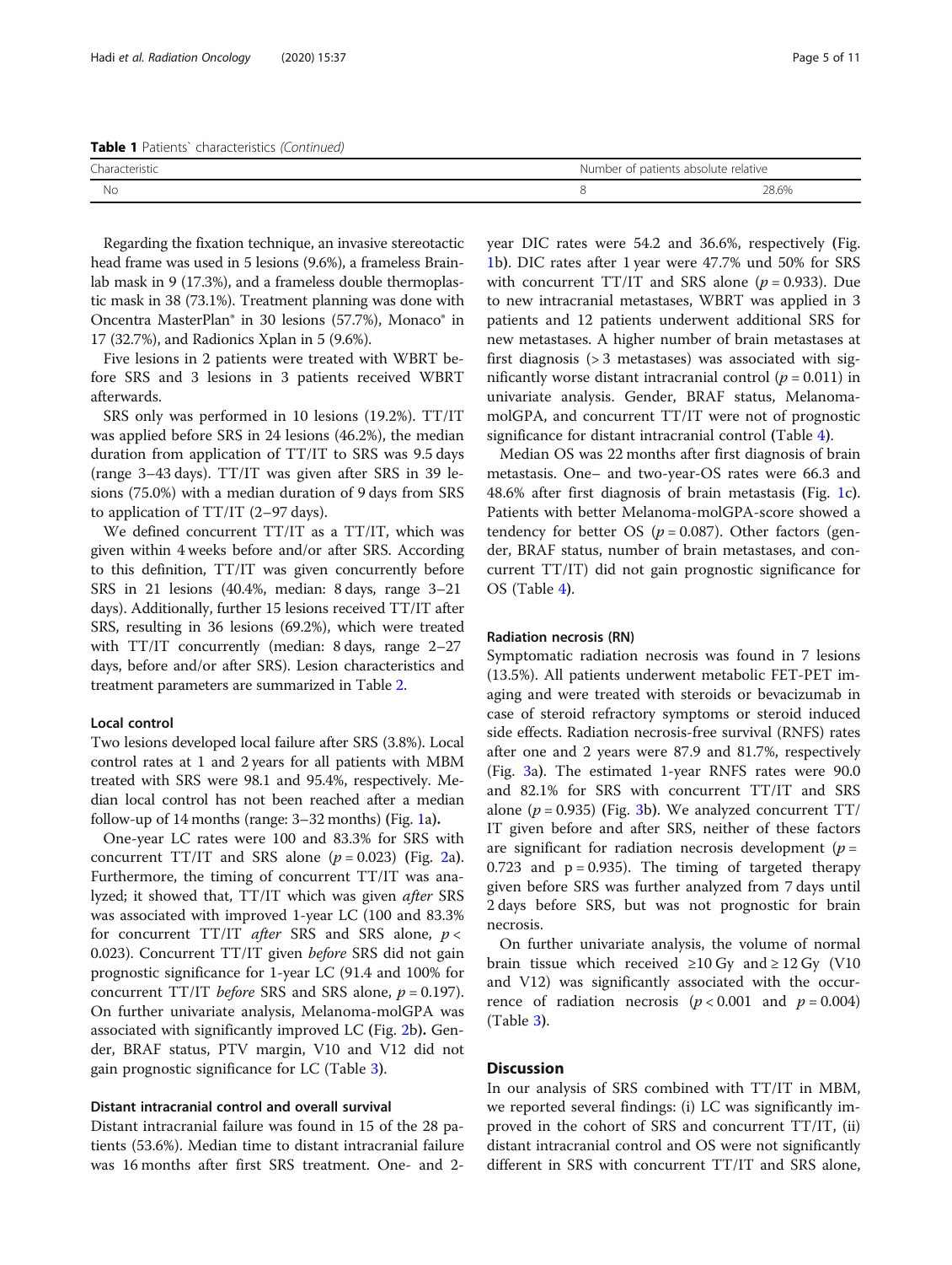**Table 1** Patients` characteristics *(Continued)*

| Characteristic | Number of patients absolute | relative |
| --- | --- | --- |
| No | 8 | 28.6% |

Regarding the fixation technique, an invasive stereotactic head frame was used in 5 lesions (9.6%), a frameless Brainlab mask in 9 (17.3%), and a frameless double thermoplastic mask in 38 (73.1%). Treatment planning was done with Oncentra MasterPlan® in 30 lesions (57.7%), Monaco® in 17 (32.7%), and Radionics Xplan in 5 (9.6%).

Five lesions in 2 patients were treated with WBRT before SRS and 3 lesions in 3 patients received WBRT afterwards.

SRS only was performed in 10 lesions (19.2%). TT/IT was applied before SRS in 24 lesions (46.2%), the median duration from application of TT/IT to SRS was 9.5 days (range 3–43 days). TT/IT was given after SRS in 39 lesions (75.0%) with a median duration of 9 days from SRS to application of TT/IT (2–97 days).

We defined concurrent TT/IT as a TT/IT, which was given within 4 weeks before and/or after SRS. According to this definition, TT/IT was given concurrently before SRS in 21 lesions (40.4%, median: 8 days, range 3–21 days). Additionally, further 15 lesions received TT/IT after SRS, resulting in 36 lesions (69.2%), which were treated with TT/IT concurrently (median: 8 days, range 2–27 days, before and/or after SRS). Lesion characteristics and treatment parameters are summarized in Table 2.

### Local control

Two lesions developed local failure after SRS (3.8%). Local control rates at 1 and 2 years for all patients with MBM treated with SRS were 98.1 and 95.4%, respectively. Median local control has not been reached after a median follow-up of 14 months (range: 3–32 months) (Fig. 1a).

One-year LC rates were 100 and 83.3% for SRS with concurrent TT/IT and SRS alone ($p = 0.023$) (Fig. 2a). Furthermore, the timing of concurrent TT/IT was analyzed; it showed that, TT/IT which was given *after* SRS was associated with improved 1-year LC (100 and 83.3% for concurrent TT/IT *after* SRS and SRS alone, $p < 0.023$). Concurrent TT/IT given *before* SRS did not gain prognostic significance for 1-year LC (91.4 and 100% for concurrent TT/IT *before* SRS and SRS alone, $p = 0.197$). On further univariate analysis, Melanoma-molGPA was associated with significantly improved LC (Fig. 2b). Gender, BRAF status, PTV margin, V10 and V12 did not gain prognostic significance for LC (Table 3).

### Distant intracranial control and overall survival

Distant intracranial failure was found in 15 of the 28 patients (53.6%). Median time to distant intracranial failure was 16 months after first SRS treatment. One- and 2-year DIC rates were 54.2 and 36.6%, respectively (Fig. 1b). DIC rates after 1 year were 47.7% und 50% for SRS with concurrent TT/IT and SRS alone ($p = 0.933$). Due to new intracranial metastases, WBRT was applied in 3 patients and 12 patients underwent additional SRS for new metastases. A higher number of brain metastases at first diagnosis (> 3 metastases) was associated with significantly worse distant intracranial control ($p = 0.011$) in univariate analysis. Gender, BRAF status, Melanoma-molGPA, and concurrent TT/IT were not of prognostic significance for distant intracranial control (Table 4).

Median OS was 22 months after first diagnosis of brain metastasis. One– and two-year-OS rates were 66.3 and 48.6% after first diagnosis of brain metastasis (Fig. 1c). Patients with better Melanoma-molGPA-score showed a tendency for better OS ($p = 0.087$). Other factors (gender, BRAF status, number of brain metastases, and concurrent TT/IT) did not gain prognostic significance for OS (Table 4).

### Radiation necrosis (RN)

Symptomatic radiation necrosis was found in 7 lesions (13.5%). All patients underwent metabolic FET-PET imaging and were treated with steroids or bevacizumab in case of steroid refractory symptoms or steroid induced side effects. Radiation necrosis-free survival (RNFS) rates after one and 2 years were 87.9 and 81.7%, respectively (Fig. 3a). The estimated 1-year RNFS rates were 90.0 and 82.1% for SRS with concurrent TT/IT and SRS alone ($p = 0.935$) (Fig. 3b). We analyzed concurrent TT/IT given before and after SRS, neither of these factors are significant for radiation necrosis development ($p = 0.723$ and $p = 0.935$). The timing of targeted therapy given before SRS was further analyzed from 7 days until 2 days before SRS, but was not prognostic for brain necrosis.

On further univariate analysis, the volume of normal brain tissue which received ≥10 Gy and ≥ 12 Gy (V10 and V12) was significantly associated with the occurrence of radiation necrosis ($p < 0.001$ and $p = 0.004$) (Table 3).

## Discussion

In our analysis of SRS combined with TT/IT in MBM, we reported several findings: (i) LC was significantly improved in the cohort of SRS and concurrent TT/IT, (ii) distant intracranial control and OS were not significantly different in SRS with concurrent TT/IT and SRS alone,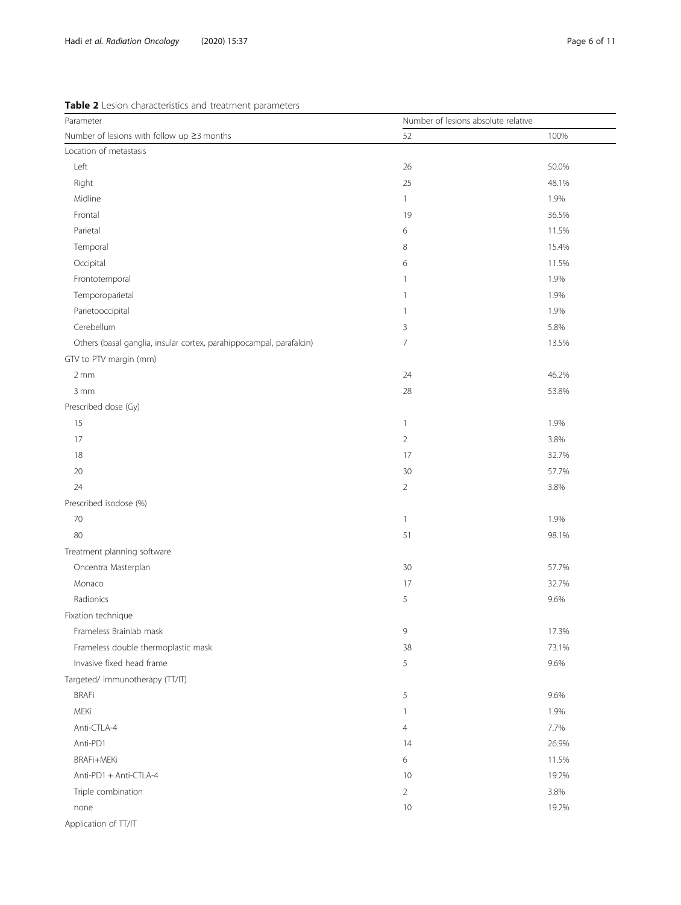**Table 2** Lesion characteristics and treatment parameters

| Parameter | Number of lesions absolute relative | |
|---|---|---|
| Number of lesions with follow up ≥3 months | 52 | 100% |
| Location of metastasis | | |
| Left | 26 | 50.0% |
| Right | 25 | 48.1% |
| Midline | 1 | 1.9% |
| Frontal | 19 | 36.5% |
| Parietal | 6 | 11.5% |
| Temporal | 8 | 15.4% |
| Occipital | 6 | 11.5% |
| Frontotemporal | 1 | 1.9% |
| Temporoparietal | 1 | 1.9% |
| Parietooccipital | 1 | 1.9% |
| Cerebellum | 3 | 5.8% |
| Others (basal ganglia, insular cortex, parahippocampal, parafalcin) | 7 | 13.5% |
| GTV to PTV margin (mm) | | |
| 2 mm | 24 | 46.2% |
| 3 mm | 28 | 53.8% |
| Prescribed dose (Gy) | | |
| 15 | 1 | 1.9% |
| 17 | 2 | 3.8% |
| 18 | 17 | 32.7% |
| 20 | 30 | 57.7% |
| 24 | 2 | 3.8% |
| Prescribed isodose (%) | | |
| 70 | 1 | 1.9% |
| 80 | 51 | 98.1% |
| Treatment planning software | | |
| Oncentra Masterplan | 30 | 57.7% |
| Monaco | 17 | 32.7% |
| Radionics | 5 | 9.6% |
| Fixation technique | | |
| Frameless Brainlab mask | 9 | 17.3% |
| Frameless double thermoplastic mask | 38 | 73.1% |
| Invasive fixed head frame | 5 | 9.6% |
| Targeted/ immunotherapy (TT/IT) | | |
| BRAFi | 5 | 9.6% |
| MEKi | 1 | 1.9% |
| Anti-CTLA-4 | 4 | 7.7% |
| Anti-PD1 | 14 | 26.9% |
| BRAFi+MEKi | 6 | 11.5% |
| Anti-PD1 + Anti-CTLA-4 | 10 | 19.2% |
| Triple combination | 2 | 3.8% |
| none | 10 | 19.2% |
| Application of TT/IT | | |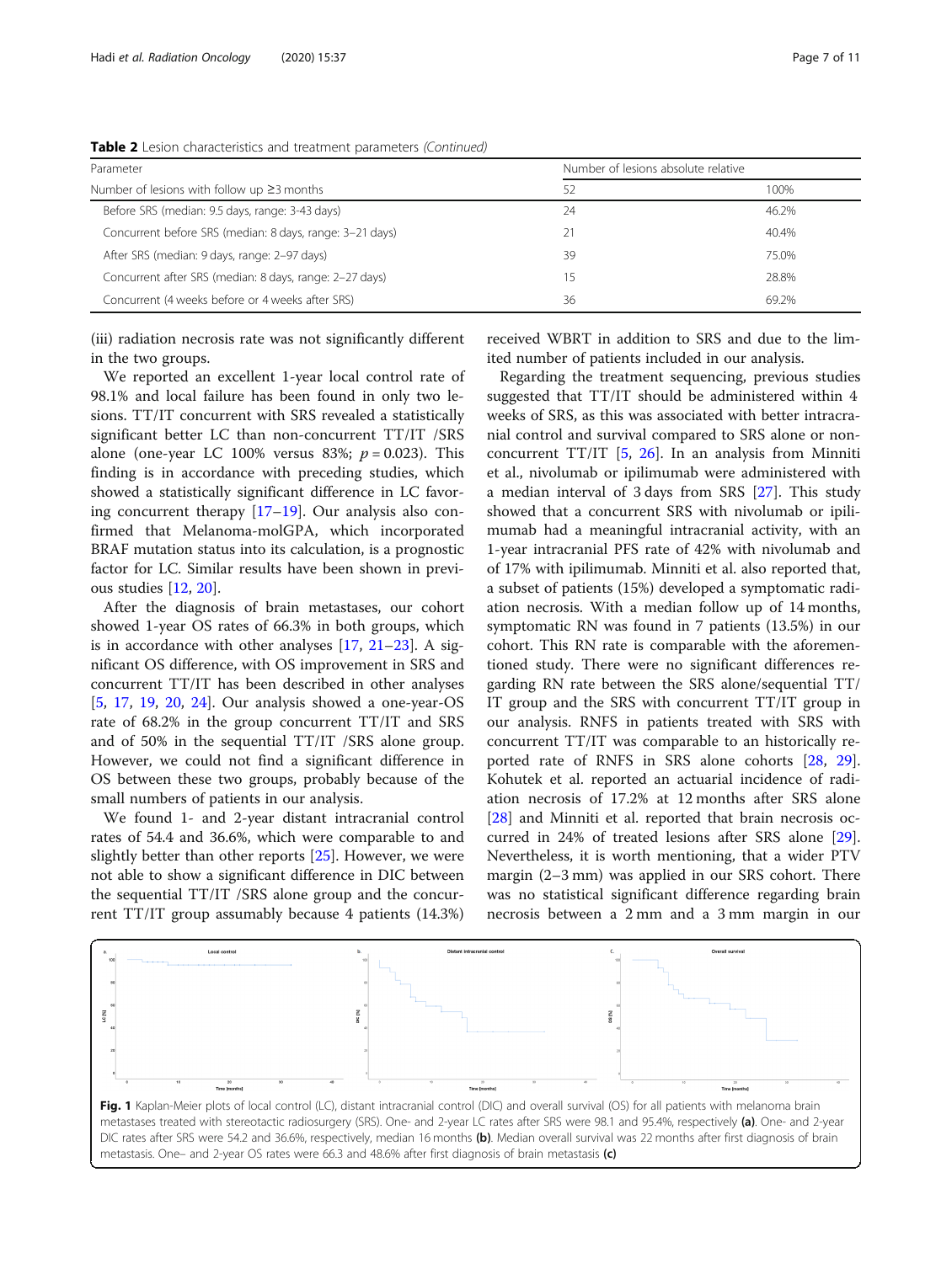**Table 2** Lesion characteristics and treatment parameters *(Continued)*

| Parameter | Number of lesions absolute | relative |
| --- | --- | --- |
| Number of lesions with follow up ≥3 months | 52 | 100% |
| Before SRS (median: 9.5 days, range: 3-43 days) | 24 | 46.2% |
| Concurrent before SRS (median: 8 days, range: 3–21 days) | 21 | 40.4% |
| After SRS (median: 9 days, range: 2–97 days) | 39 | 75.0% |
| Concurrent after SRS (median: 8 days, range: 2–27 days) | 15 | 28.8% |
| Concurrent (4 weeks before or 4 weeks after SRS) | 36 | 69.2% |

(iii) radiation necrosis rate was not significantly different in the two groups.

We reported an excellent 1-year local control rate of 98.1% and local failure has been found in only two lesions. TT/IT concurrent with SRS revealed a statistically significant better LC than non-concurrent TT/IT /SRS alone (one-year LC 100% versus 83%; $p = 0.023$). This finding is in accordance with preceding studies, which showed a statistically significant difference in LC favoring concurrent therapy [17–19]. Our analysis also confirmed that Melanoma-molGPA, which incorporated BRAF mutation status into its calculation, is a prognostic factor for LC. Similar results have been shown in previous studies [12, 20].

After the diagnosis of brain metastases, our cohort showed 1-year OS rates of 66.3% in both groups, which is in accordance with other analyses [17, 21–23]. A significant OS difference, with OS improvement in SRS and concurrent TT/IT has been described in other analyses [5, 17, 19, 20, 24]. Our analysis showed a one-year-OS rate of 68.2% in the group concurrent TT/IT and SRS and of 50% in the sequential TT/IT /SRS alone group. However, we could not find a significant difference in OS between these two groups, probably because of the small numbers of patients in our analysis.

We found 1- and 2-year distant intracranial control rates of 54.4 and 36.6%, which were comparable to and slightly better than other reports [25]. However, we were not able to show a significant difference in DIC between the sequential TT/IT /SRS alone group and the concurrent TT/IT group assumably because 4 patients (14.3%) received WBRT in addition to SRS and due to the limited number of patients included in our analysis.

Regarding the treatment sequencing, previous studies suggested that TT/IT should be administered within 4 weeks of SRS, as this was associated with better intracranial control and survival compared to SRS alone or non-concurrent TT/IT [5, 26]. In an analysis from Minniti et al., nivolumab or ipilimumab were administered with a median interval of 3 days from SRS [27]. This study showed that a concurrent SRS with nivolumab or ipilimumab had a meaningful intracranial activity, with an 1-year intracranial PFS rate of 42% with nivolumab and of 17% with ipilimumab. Minniti et al. also reported that, a subset of patients (15%) developed a symptomatic radiation necrosis. With a median follow up of 14 months, symptomatic RN was found in 7 patients (13.5%) in our cohort. This RN rate is comparable with the aforementioned study. There were no significant differences regarding RN rate between the SRS alone/sequential TT/IT group and the SRS with concurrent TT/IT group in our analysis. RNFS in patients treated with SRS with concurrent TT/IT was comparable to an historically reported rate of RNFS in SRS alone cohorts [28, 29]. Kohutek et al. reported an actuarial incidence of radiation necrosis of 17.2% at 12 months after SRS alone [28] and Minniti et al. reported that brain necrosis occurred in 24% of treated lesions after SRS alone [29]. Nevertheless, it is worth mentioning, that a wider PTV margin (2–3 mm) was applied in our SRS cohort. There was no statistical significant difference regarding brain necrosis between a 2 mm and a 3 mm margin in our

**Fig. 1** Kaplan-Meier plots of local control (LC), distant intracranial control (DIC) and overall survival (OS) for all patients with melanoma brain metastases treated with stereotactic radiosurgery (SRS). One- and 2-year LC rates after SRS were 98.1 and 95.4%, respectively **(a)**. One- and 2-year DIC rates after SRS were 54.2 and 36.6%, respectively, median 16 months **(b)**. Median overall survival was 22 months after first diagnosis of brain metastasis. One– and 2-year OS rates were 66.3 and 48.6% after first diagnosis of brain metastasis **(c)**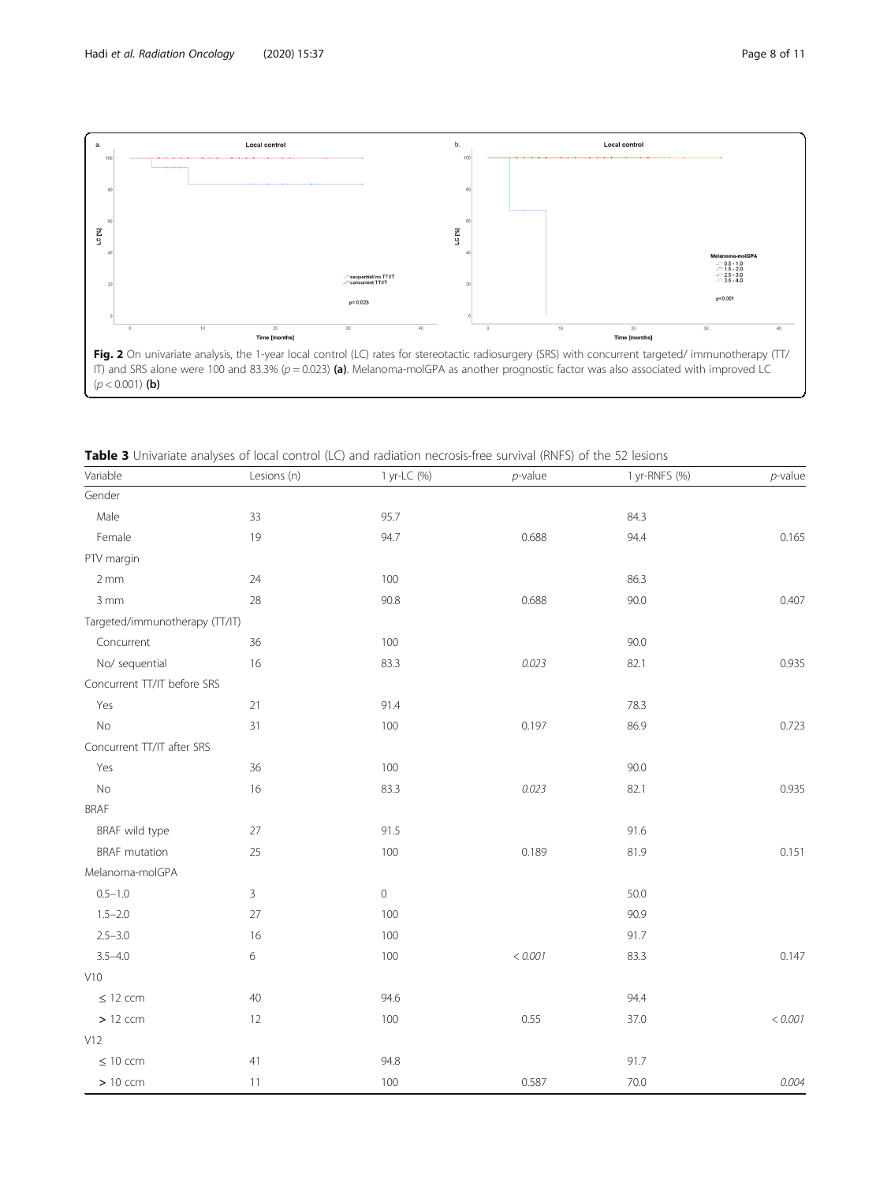**Fig. 2** On univariate analysis, the 1-year local control (LC) rates for stereotactic radiosurgery (SRS) with concurrent targeted/ immunotherapy (TT/ IT) and SRS alone were 100 and 83.3% ($p = 0.023$) **(a)**. Melanoma-molGPA as another prognostic factor was also associated with improved LC ($p < 0.001$) **(b)**

**Table 3** Univariate analyses of local control (LC) and radiation necrosis-free survival (RNFS) of the 52 lesions

| Variable | Lesions (n) | 1 yr-LC (%) | *p*-value | 1 yr-RNFS (%) | *p*-value |
|---|---|---|---|---|---|
| Gender | | | | | |
| Male | 33 | 95.7 | | 84.3 | |
| Female | 19 | 94.7 | 0.688 | 94.4 | 0.165 |
| PTV margin | | | | | |
| 2 mm | 24 | 100 | | 86.3 | |
| 3 mm | 28 | 90.8 | 0.688 | 90.0 | 0.407 |
| Targeted/immunotherapy (TT/IT) | | | | | |
| Concurrent | 36 | 100 | | 90.0 | |
| No/ sequential | 16 | 83.3 | *0.023* | 82.1 | 0.935 |
| Concurrent TT/IT before SRS | | | | | |
| Yes | 21 | 91.4 | | 78.3 | |
| No | 31 | 100 | 0.197 | 86.9 | 0.723 |
| Concurrent TT/IT after SRS | | | | | |
| Yes | 36 | 100 | | 90.0 | |
| No | 16 | 83.3 | *0.023* | 82.1 | 0.935 |
| BRAF | | | | | |
| BRAF wild type | 27 | 91.5 | | 91.6 | |
| BRAF mutation | 25 | 100 | 0.189 | 81.9 | 0.151 |
| Melanoma-molGPA | | | | | |
| 0.5–1.0 | 3 | 0 | | 50.0 | |
| 1.5–2.0 | 27 | 100 | | 90.9 | |
| 2.5–3.0 | 16 | 100 | | 91.7 | |
| 3.5–4.0 | 6 | 100 | *< 0.001* | 83.3 | 0.147 |
| V10 | | | | | |
| ≤ 12 ccm | 40 | 94.6 | | 94.4 | |
| > 12 ccm | 12 | 100 | 0.55 | 37.0 | *< 0.001* |
| V12 | | | | | |
| ≤ 10 ccm | 41 | 94.8 | | 91.7 | |
| > 10 ccm | 11 | 100 | 0.587 | 70.0 | *0.004* |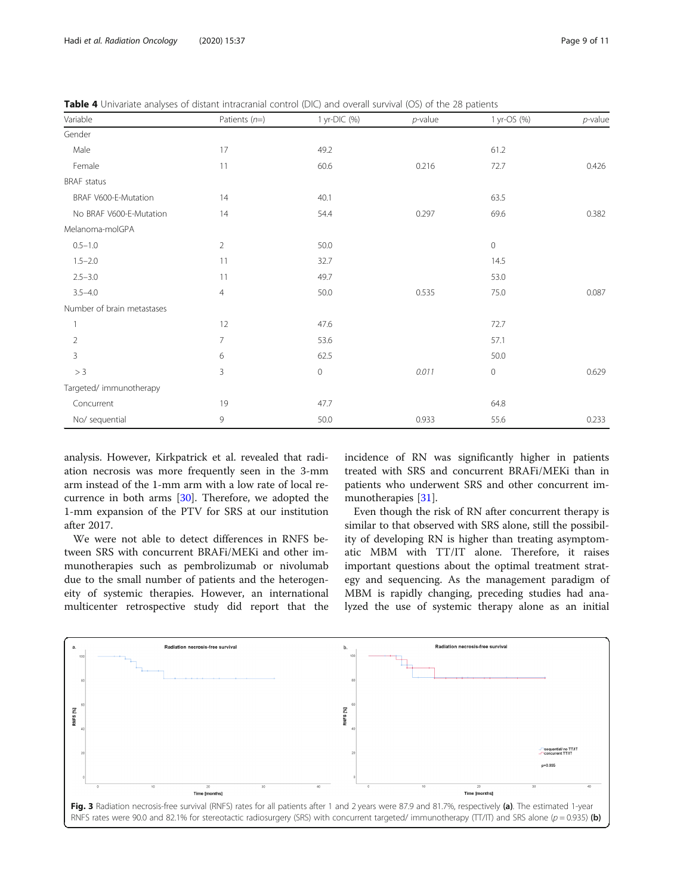**Table 4** Univariate analyses of distant intracranial control (DIC) and overall survival (OS) of the 28 patients

| Variable | Patients (n=) | 1 yr-DIC (%) | p-value | 1 yr-OS (%) | p-value |
|---|---|---|---|---|---|
| Gender | | | | | |
| Male | 17 | 49.2 | | 61.2 | |
| Female | 11 | 60.6 | 0.216 | 72.7 | 0.426 |
| BRAF status | | | | | |
| BRAF V600-E-Mutation | 14 | 40.1 | | 63.5 | |
| No BRAF V600-E-Mutation | 14 | 54.4 | 0.297 | 69.6 | 0.382 |
| Melanoma-molGPA | | | | | |
| 0.5–1.0 | 2 | 50.0 | | 0 | |
| 1.5–2.0 | 11 | 32.7 | | 14.5 | |
| 2.5–3.0 | 11 | 49.7 | | 53.0 | |
| 3.5–4.0 | 4 | 50.0 | 0.535 | 75.0 | 0.087 |
| Number of brain metastases | | | | | |
| 1 | 12 | 47.6 | | 72.7 | |
| 2 | 7 | 53.6 | | 57.1 | |
| 3 | 6 | 62.5 | | 50.0 | |
| > 3 | 3 | 0 | *0.011* | 0 | 0.629 |
| Targeted/ immunotherapy | | | | | |
| Concurrent | 19 | 47.7 | | 64.8 | |
| No/ sequential | 9 | 50.0 | 0.933 | 55.6 | 0.233 |

analysis. However, Kirkpatrick et al. revealed that radiation necrosis was more frequently seen in the 3-mm arm instead of the 1-mm arm with a low rate of local recurrence in both arms [30]. Therefore, we adopted the 1-mm expansion of the PTV for SRS at our institution after 2017.

We were not able to detect differences in RNFS between SRS with concurrent BRAFi/MEKi and other immunotherapies such as pembrolizumab or nivolumab due to the small number of patients and the heterogeneity of systemic therapies. However, an international multicenter retrospective study did report that the incidence of RN was significantly higher in patients treated with SRS and concurrent BRAFi/MEKi than in patients who underwent SRS and other concurrent immunotherapies [31].

Even though the risk of RN after concurrent therapy is similar to that observed with SRS alone, still the possibility of developing RN is higher than treating asymptomatic MBM with TT/IT alone. Therefore, it raises important questions about the optimal treatment strategy and sequencing. As the management paradigm of MBM is rapidly changing, preceding studies had analyzed the use of systemic therapy alone as an initial

**Fig. 3** Radiation necrosis-free survival (RNFS) rates for all patients after 1 and 2 years were 87.9 and 81.7%, respectively **(a)**. The estimated 1-year RNFS rates were 90.0 and 82.1% for stereotactic radiosurgery (SRS) with concurrent targeted/ immunotherapy (TT/IT) and SRS alone ($p = 0.935$) **(b)**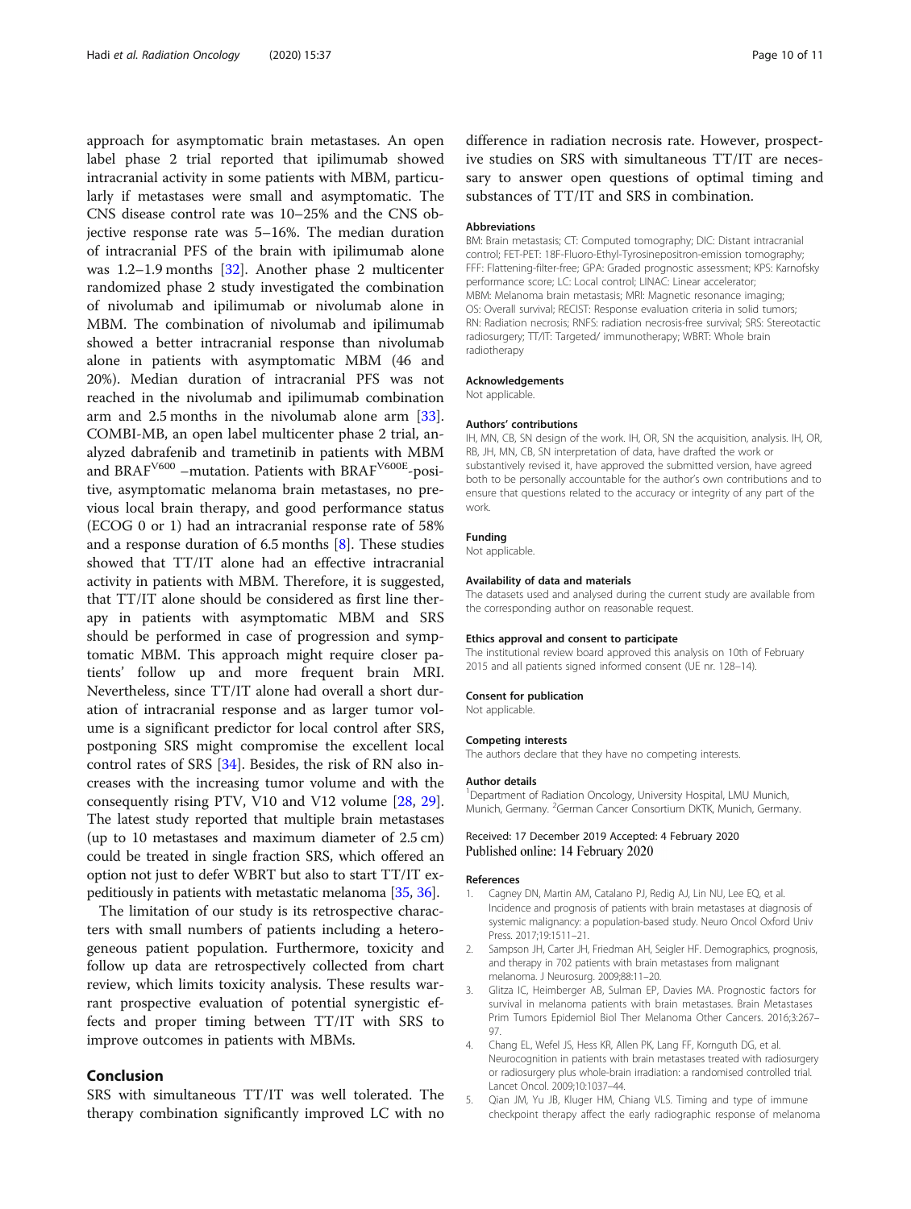approach for asymptomatic brain metastases. An open label phase 2 trial reported that ipilimumab showed intracranial activity in some patients with MBM, particularly if metastases were small and asymptomatic. The CNS disease control rate was 10–25% and the CNS objective response rate was 5–16%. The median duration of intracranial PFS of the brain with ipilimumab alone was 1.2–1.9 months [32]. Another phase 2 multicenter randomized phase 2 study investigated the combination of nivolumab and ipilimumab or nivolumab alone in MBM. The combination of nivolumab and ipilimumab showed a better intracranial response than nivolumab alone in patients with asymptomatic MBM (46 and 20%). Median duration of intracranial PFS was not reached in the nivolumab and ipilimumab combination arm and 2.5 months in the nivolumab alone arm [33]. COMBI-MB, an open label multicenter phase 2 trial, analyzed dabrafenib and trametinib in patients with MBM and $BRAF^{V600}$ –mutation. Patients with $BRAF^{V600E}$-positive, asymptomatic melanoma brain metastases, no previous local brain therapy, and good performance status (ECOG 0 or 1) had an intracranial response rate of 58% and a response duration of 6.5 months [8]. These studies showed that TT/IT alone had an effective intracranial activity in patients with MBM. Therefore, it is suggested, that TT/IT alone should be considered as first line therapy in patients with asymptomatic MBM and SRS should be performed in case of progression and symptomatic MBM. This approach might require closer patients' follow up and more frequent brain MRI. Nevertheless, since TT/IT alone had overall a short duration of intracranial response and as larger tumor volume is a significant predictor for local control after SRS, postponing SRS might compromise the excellent local control rates of SRS [34]. Besides, the risk of RN also increases with the increasing tumor volume and with the consequently rising PTV, V10 and V12 volume [28, 29]. The latest study reported that multiple brain metastases (up to 10 metastases and maximum diameter of 2.5 cm) could be treated in single fraction SRS, which offered an option not just to defer WBRT but also to start TT/IT expeditiously in patients with metastatic melanoma [35, 36].

The limitation of our study is its retrospective characters with small numbers of patients including a heterogeneous patient population. Furthermore, toxicity and follow up data are retrospectively collected from chart review, which limits toxicity analysis. These results warrant prospective evaluation of potential synergistic effects and proper timing between TT/IT with SRS to improve outcomes in patients with MBMs.

## Conclusion

SRS with simultaneous TT/IT was well tolerated. The therapy combination significantly improved LC with no difference in radiation necrosis rate. However, prospective studies on SRS with simultaneous TT/IT are necessary to answer open questions of optimal timing and substances of TT/IT and SRS in combination.

#### Abbreviations

BM: Brain metastasis; CT: Computed tomography; DIC: Distant intracranial control; FET-PET: 18F-Fluoro-Ethyl-Tyrosinepositron-emission tomography; FFF: Flattening-filter-free; GPA: Graded prognostic assessment; KPS: Karnofsky performance score; LC: Local control; LINAC: Linear accelerator; MBM: Melanoma brain metastasis; MRI: Magnetic resonance imaging; OS: Overall survival; RECIST: Response evaluation criteria in solid tumors; RN: Radiation necrosis; RNFS: radiation necrosis-free survival; SRS: Stereotactic radiosurgery; TT/IT: Targeted/ immunotherapy; WBRT: Whole brain radiotherapy

#### Acknowledgements

Not applicable.

#### Authors' contributions

IH, MN, CB, SN design of the work. IH, OR, SN the acquisition, analysis. IH, OR, RB, JH, MN, CB, SN interpretation of data, have drafted the work or substantively revised it, have approved the submitted version, have agreed both to be personally accountable for the author's own contributions and to ensure that questions related to the accuracy or integrity of any part of the work.

#### Funding

Not applicable.

#### Availability of data and materials

The datasets used and analysed during the current study are available from the corresponding author on reasonable request.

#### Ethics approval and consent to participate

The institutional review board approved this analysis on 10th of February 2015 and all patients signed informed consent (UE nr. 128–14).

#### Consent for publication

Not applicable.

#### Competing interests

The authors declare that they have no competing interests.

#### Author details

[1]Department of Radiation Oncology, University Hospital, LMU Munich, Munich, Germany. [2]German Cancer Consortium DKTK, Munich, Germany.

Received: 17 December 2019 Accepted: 4 February 2020
Published online: 14 February 2020

#### References

1. Cagney DN, Martin AM, Catalano PJ, Redig AJ, Lin NU, Lee EQ, et al. Incidence and prognosis of patients with brain metastases at diagnosis of systemic malignancy: a population-based study. Neuro Oncol Oxford Univ Press. 2017;19:1511–21.
2. Sampson JH, Carter JH, Friedman AH, Seigler HF. Demographics, prognosis, and therapy in 702 patients with brain metastases from malignant melanoma. J Neurosurg. 2009;88:11–20.
3. Glitza IC, Heimberger AB, Sulman EP, Davies MA. Prognostic factors for survival in melanoma patients with brain metastases. Brain Metastases Prim Tumors Epidemiol Biol Ther Melanoma Other Cancers. 2016;3:267–97.
4. Chang EL, Wefel JS, Hess KR, Allen PK, Lang FF, Kornguth DG, et al. Neurocognition in patients with brain metastases treated with radiosurgery or radiosurgery plus whole-brain irradiation: a randomised controlled trial. Lancet Oncol. 2009;10:1037–44.
5. Qian JM, Yu JB, Kluger HM, Chiang VLS. Timing and type of immune checkpoint therapy affect the early radiographic response of melanoma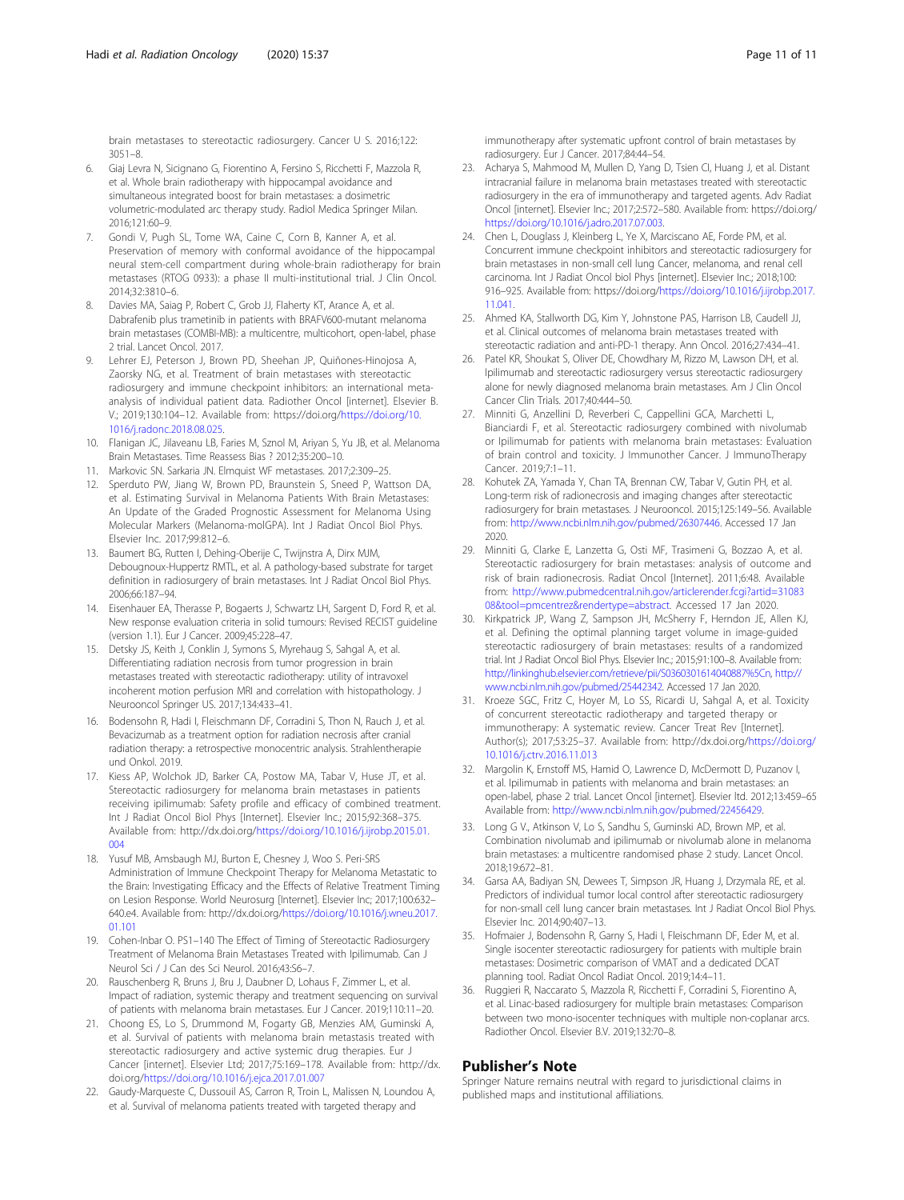brain metastases to stereotactic radiosurgery. Cancer U S. 2016;122: 3051–8.

6. Giaj Levra N, Sicignano G, Fiorentino A, Fersino S, Ricchetti F, Mazzola R, et al. Whole brain radiotherapy with hippocampal avoidance and simultaneous integrated boost for brain metastases: a dosimetric volumetric-modulated arc therapy study. Radiol Medica Springer Milan. 2016;121:60–9.
7. Gondi V, Pugh SL, Tome WA, Caine C, Corn B, Kanner A, et al. Preservation of memory with conformal avoidance of the hippocampal neural stem-cell compartment during whole-brain radiotherapy for brain metastases (RTOG 0933): a phase II multi-institutional trial. J Clin Oncol. 2014;32:3810–6.
8. Davies MA, Saiag P, Robert C, Grob JJ, Flaherty KT, Arance A, et al. Dabrafenib plus trametinib in patients with BRAFV600-mutant melanoma brain metastases (COMBI-MB): a multicentre, multicohort, open-label, phase 2 trial. Lancet Oncol. 2017.
9. Lehrer EJ, Peterson J, Brown PD, Sheehan JP, Quiñones-Hinojosa A, Zaorsky NG, et al. Treatment of brain metastases with stereotactic radiosurgery and immune checkpoint inhibitors: an international meta-analysis of individual patient data. Radiother Oncol [internet]. Elsevier B. V.; 2019;130:104–12. Available from: https://doi.org/https://doi.org/10.1016/j.radonc.2018.08.025.
10. Flanigan JC, Jilaveanu LB, Faries M, Sznol M, Ariyan S, Yu JB, et al. Melanoma Brain Metastases. Time Reassess Bias ? 2012;35:200–10.
11. Markovic SN. Sarkaria JN. Elmquist WF metastases. 2017;2:309–25.
12. Sperduto PW, Jiang W, Brown PD, Braunstein S, Sneed P, Wattson DA, et al. Estimating Survival in Melanoma Patients With Brain Metastases: An Update of the Graded Prognostic Assessment for Melanoma Using Molecular Markers (Melanoma-molGPA). Int J Radiat Oncol Biol Phys. Elsevier Inc. 2017;99:812–6.
13. Baumert BG, Rutten I, Dehing-Oberije C, Twijnstra A, Dirx MJM, Debougnoux-Huppertz RMTL, et al. A pathology-based substrate for target definition in radiosurgery of brain metastases. Int J Radiat Oncol Biol Phys. 2006;66:187–94.
14. Eisenhauer EA, Therasse P, Bogaerts J, Schwartz LH, Sargent D, Ford R, et al. New response evaluation criteria in solid tumours: Revised RECIST guideline (version 1.1). Eur J Cancer. 2009;45:228–47.
15. Detsky JS, Keith J, Conklin J, Symons S, Myrehaug S, Sahgal A, et al. Differentiating radiation necrosis from tumor progression in brain metastases treated with stereotactic radiotherapy: utility of intravoxel incoherent motion perfusion MRI and correlation with histopathology. J Neurooncol Springer US. 2017;134:433–41.
16. Bodensohn R, Hadi I, Fleischmann DF, Corradini S, Thon N, Rauch J, et al. Bevacizumab as a treatment option for radiation necrosis after cranial radiation therapy: a retrospective monocentric analysis. Strahlentherapie und Onkol. 2019.
17. Kiess AP, Wolchok JD, Barker CA, Postow MA, Tabar V, Huse JT, et al. Stereotactic radiosurgery for melanoma brain metastases in patients receiving ipilimumab: Safety profile and efficacy of combined treatment. Int J Radiat Oncol Biol Phys [Internet]. Elsevier Inc.; 2015;92:368–375. Available from: http://dx.doi.org/https://doi.org/10.1016/j.ijrobp.2015.01.004
18. Yusuf MB, Amsbaugh MJ, Burton E, Chesney J, Woo S. Peri-SRS Administration of Immune Checkpoint Therapy for Melanoma Metastatic to the Brain: Investigating Efficacy and the Effects of Relative Treatment Timing on Lesion Response. World Neurosurg [Internet]. Elsevier Inc; 2017;100:632–640.e4. Available from: http://dx.doi.org/https://doi.org/10.1016/j.wneu.2017.01.101
19. Cohen-Inbar O. PS1–140 The Effect of Timing of Stereotactic Radiosurgery Treatment of Melanoma Brain Metastases Treated with Ipilimumab. Can J Neurol Sci / J Can des Sci Neurol. 2016;43:S6–7.
20. Rauschenberg R, Bruns J, Bru J, Daubner D, Lohaus F, Zimmer L, et al. Impact of radiation, systemic therapy and treatment sequencing on survival of patients with melanoma brain metastases. Eur J Cancer. 2019;110:11–20.
21. Choong ES, Lo S, Drummond M, Fogarty GB, Menzies AM, Guminski A, et al. Survival of patients with melanoma brain metastasis treated with stereotactic radiosurgery and active systemic drug therapies. Eur J Cancer [internet]. Elsevier Ltd; 2017;75:169–178. Available from: http://dx.doi.org/https://doi.org/10.1016/j.ejca.2017.01.007
22. Gaudy-Marqueste C, Dussouil AS, Carron R, Troin L, Malissen N, Loundou A, et al. Survival of melanoma patients treated with targeted therapy and immunotherapy after systematic upfront control of brain metastases by radiosurgery. Eur J Cancer. 2017;84:44–54.
23. Acharya S, Mahmood M, Mullen D, Yang D, Tsien CI, Huang J, et al. Distant intracranial failure in melanoma brain metastases treated with stereotactic radiosurgery in the era of immunotherapy and targeted agents. Adv Radiat Oncol [internet]. Elsevier Inc.; 2017;2:572–580. Available from: https://doi.org/https://doi.org/10.1016/j.adro.2017.07.003.
24. Chen L, Douglass J, Kleinberg L, Ye X, Marciscano AE, Forde PM, et al. Concurrent immune checkpoint inhibitors and stereotactic radiosurgery for brain metastases in non-small cell lung Cancer, melanoma, and renal cell carcinoma. Int J Radiat Oncol biol Phys [internet]. Elsevier Inc.; 2018;100: 916–925. Available from: https://doi.org/https://doi.org/10.1016/j.ijrobp.2017.11.041.
25. Ahmed KA, Stallworth DG, Kim Y, Johnstone PAS, Harrison LB, Caudell JJ, et al. Clinical outcomes of melanoma brain metastases treated with stereotactic radiation and anti-PD-1 therapy. Ann Oncol. 2016;27:434–41.
26. Patel KR, Shoukat S, Oliver DE, Chowdhary M, Rizzo M, Lawson DH, et al. Ipilimumab and stereotactic radiosurgery versus stereotactic radiosurgery alone for newly diagnosed melanoma brain metastases. Am J Clin Oncol Cancer Clin Trials. 2017;40:444–50.
27. Minniti G, Anzellini D, Reverberi C, Cappellini GCA, Marchetti L, Bianciardi F, et al. Stereotactic radiosurgery combined with nivolumab or Ipilimumab for patients with melanoma brain metastases: Evaluation of brain control and toxicity. J Immunother Cancer. J ImmunoTherapy Cancer. 2019;7:1–11.
28. Kohutek ZA, Yamada Y, Chan TA, Brennan CW, Tabar V, Gutin PH, et al. Long-term risk of radionecrosis and imaging changes after stereotactic radiosurgery for brain metastases. J Neurooncol. 2015;125:149–56. Available from: http://www.ncbi.nlm.nih.gov/pubmed/26307446. Accessed 17 Jan 2020.
29. Minniti G, Clarke E, Lanzetta G, Osti MF, Trasimeni G, Bozzao A, et al. Stereotactic radiosurgery for brain metastases: analysis of outcome and risk of brain radionecrosis. Radiat Oncol [Internet]. 2011;6:48. Available from: http://www.pubmedcentral.nih.gov/articlerender.fcgi?artid=3108308&tool=pmcentrez&rendertype=abstract. Accessed 17 Jan 2020.
30. Kirkpatrick JP, Wang Z, Sampson JH, McSherry F, Herndon JE, Allen KJ, et al. Defining the optimal planning target volume in image-guided stereotactic radiosurgery of brain metastases: results of a randomized trial. Int J Radiat Oncol Biol Phys. Elsevier Inc.; 2015;91:100–8. Available from: http://linkinghub.elsevier.com/retrieve/pii/S0360301614040887%5Cn, http://www.ncbi.nlm.nih.gov/pubmed/25442342. Accessed 17 Jan 2020.
31. Kroeze SGC, Fritz C, Hoyer M, Lo SS, Ricardi U, Sahgal A, et al. Toxicity of concurrent stereotactic radiotherapy and targeted therapy or immunotherapy: A systematic review. Cancer Treat Rev [Internet]. Author(s); 2017;53:25–37. Available from: http://dx.doi.org/https://doi.org/10.1016/j.ctrv.2016.11.013
32. Margolin K, Ernstoff MS, Hamid O, Lawrence D, McDermott D, Puzanov I, et al. Ipilimumab in patients with melanoma and brain metastases: an open-label, phase 2 trial. Lancet Oncol [internet]. Elsevier ltd. 2012;13:459–65 Available from: http://www.ncbi.nlm.nih.gov/pubmed/22456429.
33. Long G V., Atkinson V, Lo S, Sandhu S, Guminski AD, Brown MP, et al. Combination nivolumab and ipilimumab or nivolumab alone in melanoma brain metastases: a multicentre randomised phase 2 study. Lancet Oncol. 2018;19:672–81.
34. Garsa AA, Badiyan SN, Dewees T, Simpson JR, Huang J, Drzymala RE, et al. Predictors of individual tumor local control after stereotactic radiosurgery for non-small cell lung cancer brain metastases. Int J Radiat Oncol Biol Phys. Elsevier Inc. 2014;90:407–13.
35. Hofmaier J, Bodensohn R, Garny S, Hadi I, Fleischmann DF, Eder M, et al. Single isocenter stereotactic radiosurgery for patients with multiple brain metastases: Dosimetric comparison of VMAT and a dedicated DCAT planning tool. Radiat Oncol Radiat Oncol. 2019;14:4–11.
36. Ruggieri R, Naccarato S, Mazzola R, Ricchetti F, Corradini S, Fiorentino A, et al. Linac-based radiosurgery for multiple brain metastases: Comparison between two mono-isocenter techniques with multiple non-coplanar arcs. Radiother Oncol. Elsevier B.V. 2019;132:70–8.

## Publisher's Note

Springer Nature remains neutral with regard to jurisdictional claims in published maps and institutional affiliations.